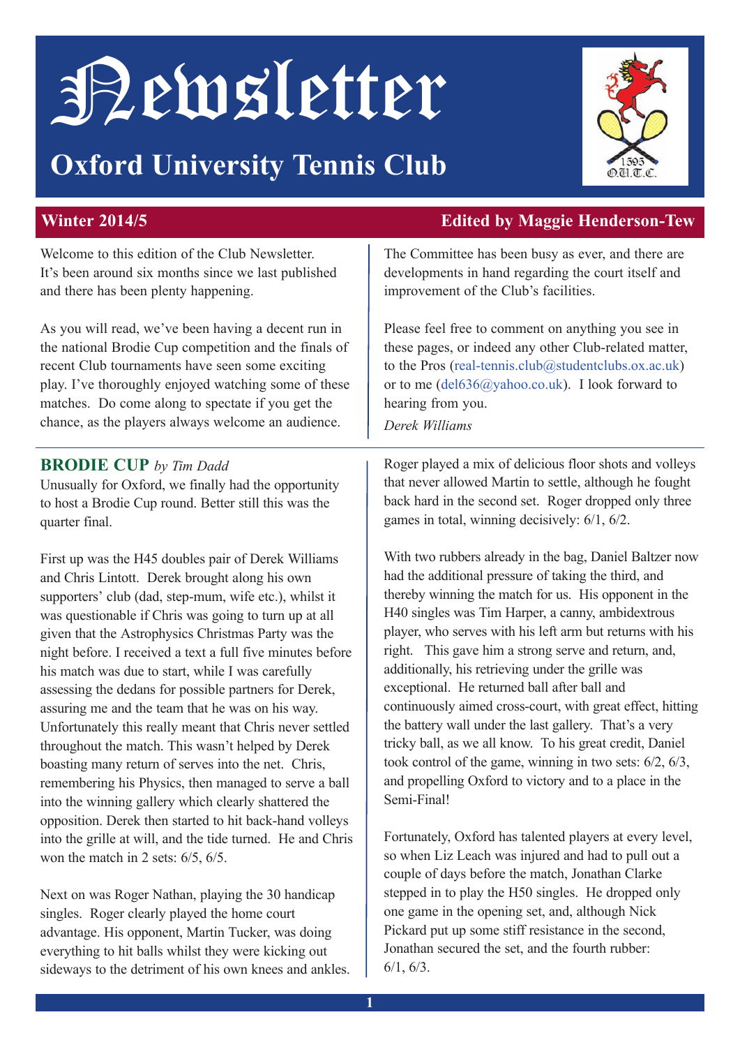# Newsletter

## Oxford University Tennis Club

**Winter 2014/5** **Edited by Maggie Henderson-Tew**

Welcome to this edition of the Club Newsletter. It's been around six months since we last published and there has been plenty happening.

As you will read, we've been having a decent run in the national Brodie Cup competition and the finals of recent Club tournaments have seen some exciting play. I've thoroughly enjoyed watching some of these matches. Do come along to spectate if you get the chance, as the players always welcome an audience.

The Committee has been busy as ever, and there are developments in hand regarding the court itself and improvement of the Club's facilities.

Please feel free to comment on anything you see in these pages, or indeed any other Club-related matter, to the Pros (real-tennis.club@studentclubs.ox.ac.uk) or to me (del636@yahoo.co.uk). I look forward to hearing from you.

*Derek Williams*

---

### BRODIE CUP *by Tim Dadd*

Unusually for Oxford, we finally had the opportunity to host a Brodie Cup round. Better still this was the quarter final.

First up was the H45 doubles pair of Derek Williams and Chris Lintott. Derek brought along his own supporters' club (dad, step-mum, wife etc.), whilst it was questionable if Chris was going to turn up at all given that the Astrophysics Christmas Party was the night before. I received a text a full five minutes before his match was due to start, while I was carefully assessing the dedans for possible partners for Derek, assuring me and the team that he was on his way. Unfortunately this really meant that Chris never settled throughout the match. This wasn't helped by Derek boasting many return of serves into the net. Chris, remembering his Physics, then managed to serve a ball into the winning gallery which clearly shattered the opposition. Derek then started to hit back-hand volleys into the grille at will, and the tide turned. He and Chris won the match in 2 sets: 6/5, 6/5.

Next on was Roger Nathan, playing the 30 handicap singles. Roger clearly played the home court advantage. His opponent, Martin Tucker, was doing everything to hit balls whilst they were kicking out sideways to the detriment of his own knees and ankles. Roger played a mix of delicious floor shots and volleys that never allowed Martin to settle, although he fought back hard in the second set. Roger dropped only three games in total, winning decisively: 6/1, 6/2.

With two rubbers already in the bag, Daniel Baltzer now had the additional pressure of taking the third, and thereby winning the match for us. His opponent in the H40 singles was Tim Harper, a canny, ambidextrous player, who serves with his left arm but returns with his right. This gave him a strong serve and return, and, additionally, his retrieving under the grille was exceptional. He returned ball after ball and continuously aimed cross-court, with great effect, hitting the battery wall under the last gallery. That's a very tricky ball, as we all know. To his great credit, Daniel took control of the game, winning in two sets: 6/2, 6/3, and propelling Oxford to victory and to a place in the Semi-Final!

Fortunately, Oxford has talented players at every level, so when Liz Leach was injured and had to pull out a couple of days before the match, Jonathan Clarke stepped in to play the H50 singles. He dropped only one game in the opening set, and, although Nick Pickard put up some stiff resistance in the second, Jonathan secured the set, and the fourth rubber: 6/1, 6/3.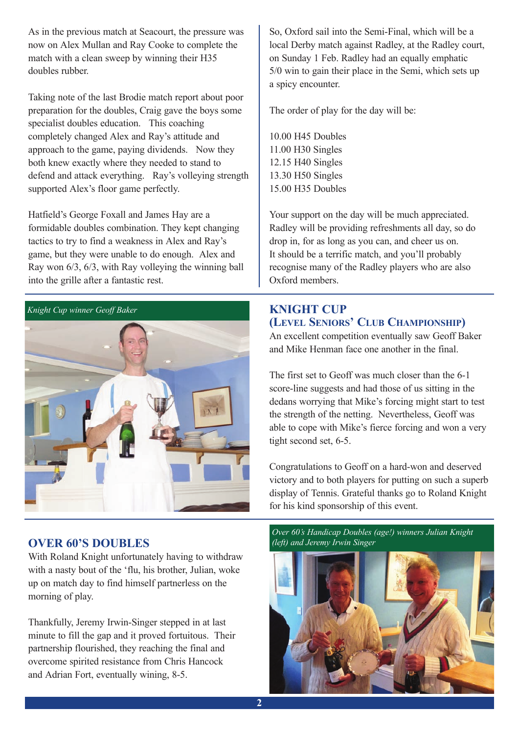As in the previous match at Seacourt, the pressure was now on Alex Mullan and Ray Cooke to complete the match with a clean sweep by winning their H35 doubles rubber.

Taking note of the last Brodie match report about poor preparation for the doubles, Craig gave the boys some specialist doubles education. This coaching completely changed Alex and Ray's attitude and approach to the game, paying dividends. Now they both knew exactly where they needed to stand to defend and attack everything. Ray's volleying strength supported Alex's floor game perfectly.

Hatfield's George Foxall and James Hay are a formidable doubles combination. They kept changing tactics to try to find a weakness in Alex and Ray's game, but they were unable to do enough. Alex and Ray won 6/3, 6/3, with Ray volleying the winning ball into the grille after a fantastic rest.

So, Oxford sail into the Semi-Final, which will be a local Derby match against Radley, at the Radley court, on Sunday 1 Feb. Radley had an equally emphatic 5/0 win to gain their place in the Semi, which sets up a spicy encounter.

The order of play for the day will be:

10.00 H45 Doubles
11.00 H30 Singles
12.15 H40 Singles
13.30 H50 Singles
15.00 H35 Doubles

Your support on the day will be much appreciated. Radley will be providing refreshments all day, so do drop in, for as long as you can, and cheer us on. It should be a terrific match, and you'll probably recognise many of the Radley players who are also Oxford members.

*Knight Cup winner Geoff Baker*

## KNIGHT CUP (LEVEL SENIORS' CLUB CHAMPIONSHIP)

An excellent competition eventually saw Geoff Baker and Mike Henman face one another in the final.

The first set to Geoff was much closer than the 6-1 score-line suggests and had those of us sitting in the dedans worrying that Mike's forcing might start to test the strength of the netting. Nevertheless, Geoff was able to cope with Mike's fierce forcing and won a very tight second set, 6-5.

Congratulations to Geoff on a hard-won and deserved victory and to both players for putting on such a superb display of Tennis. Grateful thanks go to Roland Knight for his kind sponsorship of this event.

## OVER 60'S DOUBLES

With Roland Knight unfortunately having to withdraw with a nasty bout of the 'flu, his brother, Julian, woke up on match day to find himself partnerless on the morning of play.

Thankfully, Jeremy Irwin-Singer stepped in at last minute to fill the gap and it proved fortuitous. Their partnership flourished, they reaching the final and overcome spirited resistance from Chris Hancock and Adrian Fort, eventually wining, 8-5.

*Over 60's Handicap Doubles (age!) winners Julian Knight (left) and Jeremy Irwin Singer*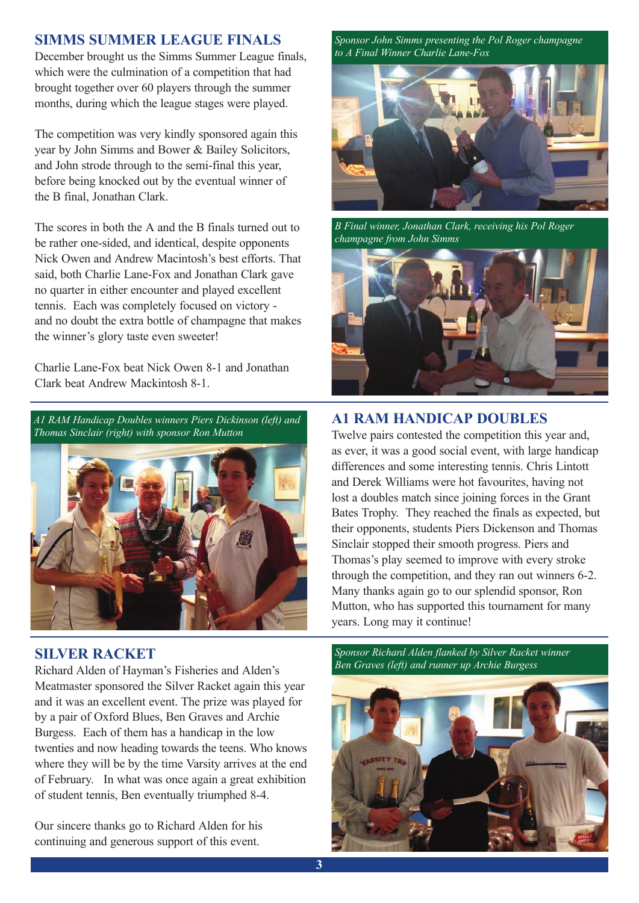## SIMMS SUMMER LEAGUE FINALS

December brought us the Simms Summer League finals, which were the culmination of a competition that had brought together over 60 players through the summer months, during which the league stages were played.

The competition was very kindly sponsored again this year by John Simms and Bower & Bailey Solicitors, and John strode through to the semi-final this year, before being knocked out by the eventual winner of the B final, Jonathan Clark.

The scores in both the A and the B finals turned out to be rather one-sided, and identical, despite opponents Nick Owen and Andrew Macintosh's best efforts. That said, both Charlie Lane-Fox and Jonathan Clark gave no quarter in either encounter and played excellent tennis. Each was completely focused on victory - and no doubt the extra bottle of champagne that makes the winner's glory taste even sweeter!

Charlie Lane-Fox beat Nick Owen 8-1 and Jonathan Clark beat Andrew Mackintosh 8-1.

*Sponsor John Simms presenting the Pol Roger champagne to A Final Winner Charlie Lane-Fox*

*B Final winner, Jonathan Clark, receiving his Pol Roger champagne from John Simms*

*A1 RAM Handicap Doubles winners Piers Dickinson (left) and Thomas Sinclair (right) with sponsor Ron Mutton*

## A1 RAM HANDICAP DOUBLES

Twelve pairs contested the competition this year and, as ever, it was a good social event, with large handicap differences and some interesting tennis. Chris Lintott and Derek Williams were hot favourites, having not lost a doubles match since joining forces in the Grant Bates Trophy. They reached the finals as expected, but their opponents, students Piers Dickenson and Thomas Sinclair stopped their smooth progress. Piers and Thomas's play seemed to improve with every stroke through the competition, and they ran out winners 6-2. Many thanks again go to our splendid sponsor, Ron Mutton, who has supported this tournament for many years. Long may it continue!

## SILVER RACKET

Richard Alden of Hayman's Fisheries and Alden's Meatmaster sponsored the Silver Racket again this year and it was an excellent event. The prize was played for by a pair of Oxford Blues, Ben Graves and Archie Burgess. Each of them has a handicap in the low twenties and now heading towards the teens. Who knows where they will be by the time Varsity arrives at the end of February. In what was once again a great exhibition of student tennis, Ben eventually triumphed 8-4.

Our sincere thanks go to Richard Alden for his continuing and generous support of this event.

*Sponsor Richard Alden flanked by Silver Racket winner Ben Graves (left) and runner up Archie Burgess*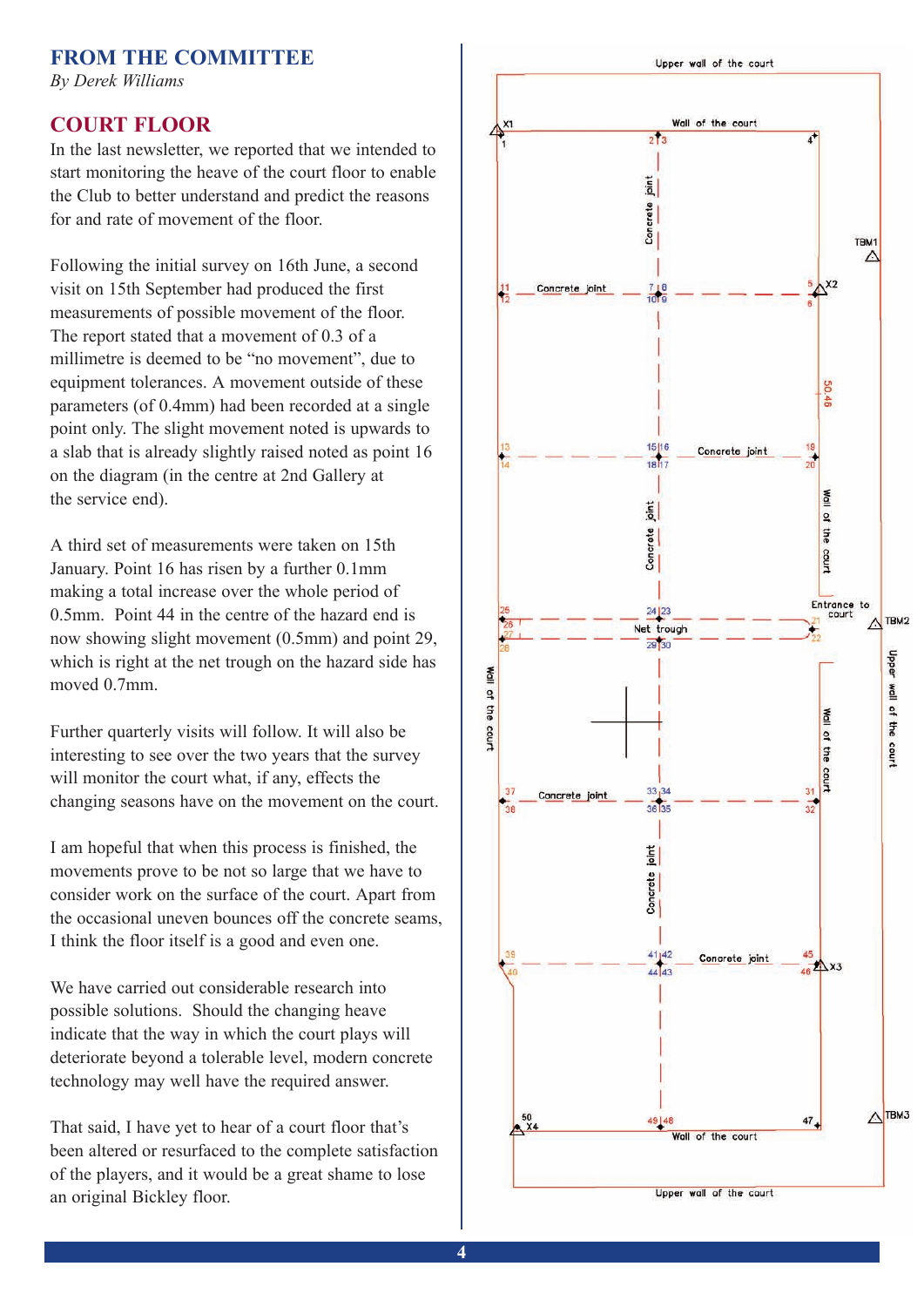## FROM THE COMMITTEE

*By Derek Williams*

## COURT FLOOR

In the last newsletter, we reported that we intended to start monitoring the heave of the court floor to enable the Club to better understand and predict the reasons for and rate of movement of the floor.

Following the initial survey on 16th June, a second visit on 15th September had produced the first measurements of possible movement of the floor. The report stated that a movement of 0.3 of a millimetre is deemed to be "no movement", due to equipment tolerances. A movement outside of these parameters (of 0.4mm) had been recorded at a single point only. The slight movement noted is upwards to a slab that is already slightly raised noted as point 16 on the diagram (in the centre at 2nd Gallery at the service end).

A third set of measurements were taken on 15th January. Point 16 has risen by a further 0.1mm making a total increase over the whole period of 0.5mm. Point 44 in the centre of the hazard end is now showing slight movement (0.5mm) and point 29, which is right at the net trough on the hazard side has moved 0.7mm.

Further quarterly visits will follow. It will also be interesting to see over the two years that the survey will monitor the court what, if any, effects the changing seasons have on the movement on the court.

I am hopeful that when this process is finished, the movements prove to be not so large that we have to consider work on the surface of the court. Apart from the occasional uneven bounces off the concrete seams, I think the floor itself is a good and even one.

We have carried out considerable research into possible solutions. Should the changing heave indicate that the way in which the court plays will deteriorate beyond a tolerable level, modern concrete technology may well have the required answer.

That said, I have yet to hear of a court floor that's been altered or resurfaced to the complete satisfaction of the players, and it would be a great shame to lose an original Bickley floor.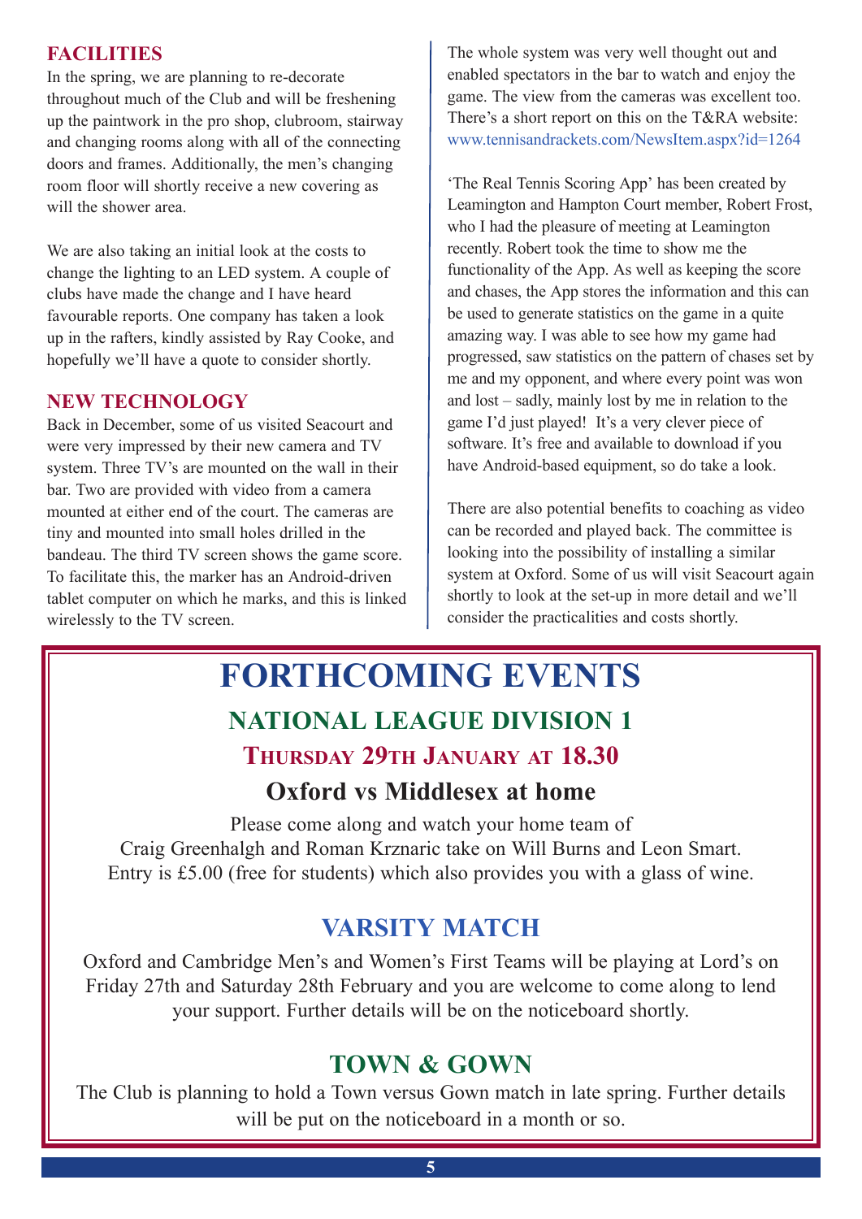## FACILITIES

In the spring, we are planning to re-decorate throughout much of the Club and will be freshening up the paintwork in the pro shop, clubroom, stairway and changing rooms along with all of the connecting doors and frames. Additionally, the men's changing room floor will shortly receive a new covering as will the shower area.

We are also taking an initial look at the costs to change the lighting to an LED system. A couple of clubs have made the change and I have heard favourable reports. One company has taken a look up in the rafters, kindly assisted by Ray Cooke, and hopefully we'll have a quote to consider shortly.

## NEW TECHNOLOGY

Back in December, some of us visited Seacourt and were very impressed by their new camera and TV system. Three TV's are mounted on the wall in their bar. Two are provided with video from a camera mounted at either end of the court. The cameras are tiny and mounted into small holes drilled in the bandeau. The third TV screen shows the game score. To facilitate this, the marker has an Android-driven tablet computer on which he marks, and this is linked wirelessly to the TV screen.

The whole system was very well thought out and enabled spectators in the bar to watch and enjoy the game. The view from the cameras was excellent too. There's a short report on this on the T&RA website: www.tennisandrackets.com/NewsItem.aspx?id=1264

'The Real Tennis Scoring App' has been created by Leamington and Hampton Court member, Robert Frost, who I had the pleasure of meeting at Leamington recently. Robert took the time to show me the functionality of the App. As well as keeping the score and chases, the App stores the information and this can be used to generate statistics on the game in a quite amazing way. I was able to see how my game had progressed, saw statistics on the pattern of chases set by me and my opponent, and where every point was won and lost – sadly, mainly lost by me in relation to the game I'd just played! It's a very clever piece of software. It's free and available to download if you have Android-based equipment, so do take a look.

There are also potential benefits to coaching as video can be recorded and played back. The committee is looking into the possibility of installing a similar system at Oxford. Some of us will visit Seacourt again shortly to look at the set-up in more detail and we'll consider the practicalities and costs shortly.

# FORTHCOMING EVENTS

## NATIONAL LEAGUE DIVISION 1

### Thursday 29th January at 18.30

### Oxford vs Middlesex at home

Please come along and watch your home team of Craig Greenhalgh and Roman Krznaric take on Will Burns and Leon Smart. Entry is £5.00 (free for students) which also provides you with a glass of wine.

## VARSITY MATCH

Oxford and Cambridge Men's and Women's First Teams will be playing at Lord's on Friday 27th and Saturday 28th February and you are welcome to come along to lend your support. Further details will be on the noticeboard shortly.

## TOWN & GOWN

The Club is planning to hold a Town versus Gown match in late spring. Further details will be put on the noticeboard in a month or so.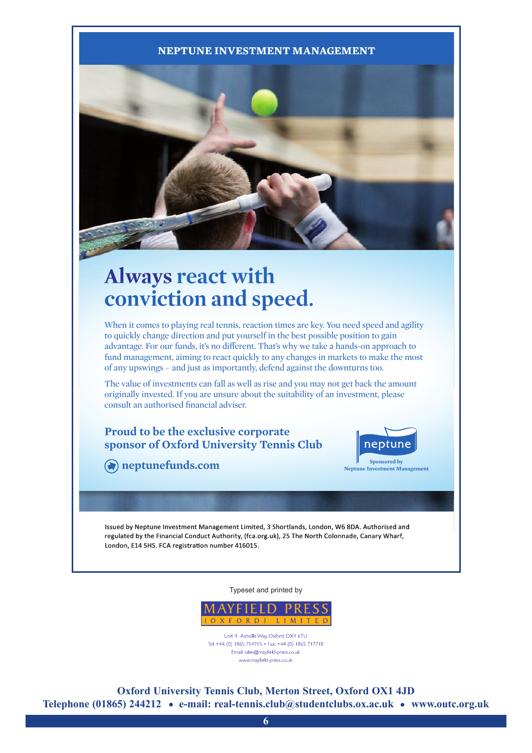**NEPTUNE INVESTMENT MANAGEMENT**

# Always react with conviction and speed.

When it comes to playing real tennis, reaction times are key. You need speed and agility to quickly change direction and put yourself in the best possible position to gain advantage. For our funds, it's no different. That's why we take a hands-on approach to fund management, aiming to react quickly to any changes in markets to make the most of any upswings – and just as importantly, defend against the downturns too.

The value of investments can fall as well as rise and you may not get back the amount originally invested. If you are unsure about the suitability of an investment, please consult an authorised financial adviser.

**Proud to be the exclusive corporate sponsor of Oxford University Tennis Club**

**neptunefunds.com**

neptune

Sponsored by
Neptune Investment Management

Issued by Neptune Investment Management Limited, 3 Shortlands, London, W6 8DA. Authorised and regulated by the Financial Conduct Authority, (fca.org.uk), 25 The North Colonnade, Canary Wharf, London, E14 5HS. FCA registration number 416015.

Typeset and printed by

MAYFIELD PRESS
(OXFORD) LIMITED

Unit 4, Ashville Way, Oxford OX4 6TU
Tel: +44 (0) 1865 714715 • Fax: +44 (0) 1865 717718
Email: sales@mayfield-press.co.uk
www.mayfield-press.co.uk

**Oxford University Tennis Club, Merton Street, Oxford OX1 4JD**
**Telephone (01865) 244212 • e-mail: real-tennis.club@studentclubs.ox.ac.uk • www.outc.org.uk**